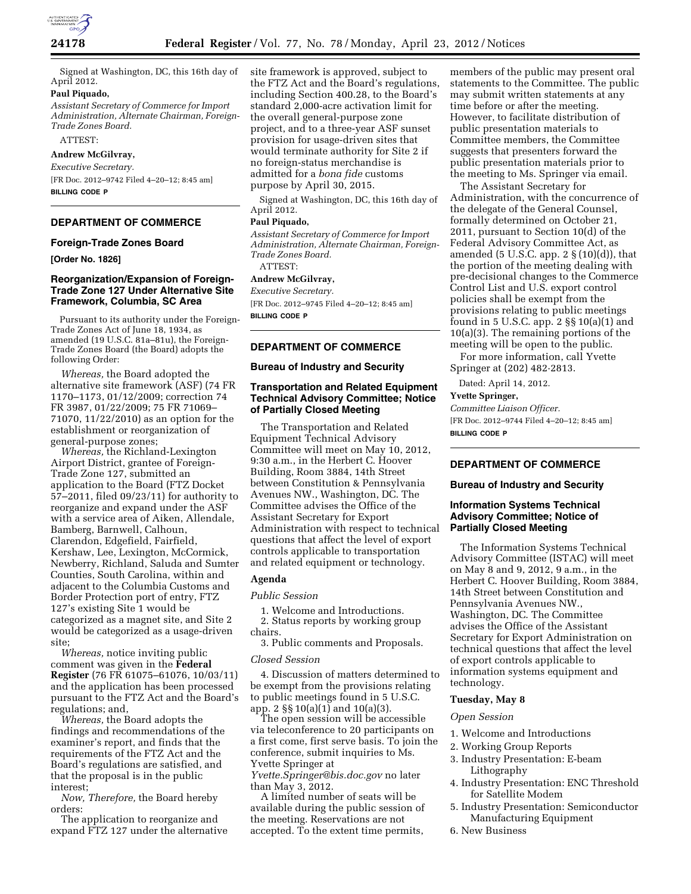Signed at Washington, DC, this 16th day of April 2012.

**Paul Piquado,**

*Assistant Secretary of Commerce for Import Administration, Alternate Chairman, Foreign-Trade Zones Board.*

ATTEST:

**Andrew McGilvray,**

*Executive Secretary.*

[FR Doc. 2012–9742 Filed 4–20–12; 8:45 am]

**BILLING CODE P**

---

## DEPARTMENT OF COMMERCE

### Foreign-Trade Zones Board

**[Order No. 1826]**

### Reorganization/Expansion of Foreign-Trade Zone 127 Under Alternative Site Framework, Columbia, SC Area

Pursuant to its authority under the Foreign-Trade Zones Act of June 18, 1934, as amended (19 U.S.C. 81a–81u), the Foreign-Trade Zones Board (the Board) adopts the following Order:

*Whereas,* the Board adopted the alternative site framework (ASF) (74 FR 1170–1173, 01/12/2009; correction 74 FR 3987, 01/22/2009; 75 FR 71069–71070, 11/22/2010) as an option for the establishment or reorganization of general-purpose zones;

*Whereas,* the Richland-Lexington Airport District, grantee of Foreign-Trade Zone 127, submitted an application to the Board (FTZ Docket 57–2011, filed 09/23/11) for authority to reorganize and expand under the ASF with a service area of Aiken, Allendale, Bamberg, Barnwell, Calhoun, Clarendon, Edgefield, Fairfield, Kershaw, Lee, Lexington, McCormick, Newberry, Richland, Saluda and Sumter Counties, South Carolina, within and adjacent to the Columbia Customs and Border Protection port of entry, FTZ 127's existing Site 1 would be categorized as a magnet site, and Site 2 would be categorized as a usage-driven site;

*Whereas,* notice inviting public comment was given in the **Federal Register** (76 FR 61075–61076, 10/03/11) and the application has been processed pursuant to the FTZ Act and the Board's regulations; and,

*Whereas,* the Board adopts the findings and recommendations of the examiner's report, and finds that the requirements of the FTZ Act and the Board's regulations are satisfied, and that the proposal is in the public interest;

*Now, Therefore,* the Board hereby orders:

The application to reorganize and expand FTZ 127 under the alternative site framework is approved, subject to the FTZ Act and the Board's regulations, including Section 400.28, to the Board's standard 2,000-acre activation limit for the overall general-purpose zone project, and to a three-year ASF sunset provision for usage-driven sites that would terminate authority for Site 2 if no foreign-status merchandise is admitted for a *bona fide* customs purpose by April 30, 2015.

Signed at Washington, DC, this 16th day of April 2012.

**Paul Piquado,**

*Assistant Secretary of Commerce for Import Administration, Alternate Chairman, Foreign-Trade Zones Board.*

ATTEST:

**Andrew McGilvray,**

*Executive Secretary.*

[FR Doc. 2012–9745 Filed 4–20–12; 8:45 am]

**BILLING CODE P**

---

## DEPARTMENT OF COMMERCE

### Bureau of Industry and Security

### Transportation and Related Equipment Technical Advisory Committee; Notice of Partially Closed Meeting

The Transportation and Related Equipment Technical Advisory Committee will meet on May 10, 2012, 9:30 a.m., in the Herbert C. Hoover Building, Room 3884, 14th Street between Constitution & Pennsylvania Avenues NW., Washington, DC. The Committee advises the Office of the Assistant Secretary for Export Administration with respect to technical questions that affect the level of export controls applicable to transportation and related equipment or technology.

#### Agenda

*Public Session*

1. Welcome and Introductions.
2. Status reports by working group chairs.
3. Public comments and Proposals.

*Closed Session*

4. Discussion of matters determined to be exempt from the provisions relating to public meetings found in 5 U.S.C. app. 2 §§ 10(a)(1) and 10(a)(3).

The open session will be accessible via teleconference to 20 participants on a first come, first serve basis. To join the conference, submit inquiries to Ms. Yvette Springer at *Yvette.Springer@bis.doc.gov* no later than May 3, 2012.

A limited number of seats will be available during the public session of the meeting. Reservations are not accepted. To the extent time permits, members of the public may present oral statements to the Committee. The public may submit written statements at any time before or after the meeting. However, to facilitate distribution of public presentation materials to Committee members, the Committee suggests that presenters forward the public presentation materials prior to the meeting to Ms. Springer via email.

The Assistant Secretary for Administration, with the concurrence of the delegate of the General Counsel, formally determined on October 21, 2011, pursuant to Section 10(d) of the Federal Advisory Committee Act, as amended (5 U.S.C. app. 2 § (10)(d)), that the portion of the meeting dealing with pre-decisional changes to the Commerce Control List and U.S. export control policies shall be exempt from the provisions relating to public meetings found in 5 U.S.C. app. 2 §§ 10(a)(1) and 10(a)(3). The remaining portions of the meeting will be open to the public.

For more information, call Yvette Springer at (202) 482-2813.

Dated: April 14, 2012.

**Yvette Springer,**

*Committee Liaison Officer.*

[FR Doc. 2012–9744 Filed 4–20–12; 8:45 am]

**BILLING CODE P**

---

## DEPARTMENT OF COMMERCE

### Bureau of Industry and Security

### Information Systems Technical Advisory Committee; Notice of Partially Closed Meeting

The Information Systems Technical Advisory Committee (ISTAC) will meet on May 8 and 9, 2012, 9 a.m., in the Herbert C. Hoover Building, Room 3884, 14th Street between Constitution and Pennsylvania Avenues NW., Washington, DC. The Committee advises the Office of the Assistant Secretary for Export Administration on technical questions that affect the level of export controls applicable to information systems equipment and technology.

#### Tuesday, May 8

*Open Session*

1. Welcome and Introductions
2. Working Group Reports
3. Industry Presentation: E-beam Lithography
4. Industry Presentation: ENC Threshold for Satellite Modem
5. Industry Presentation: Semiconductor Manufacturing Equipment
6. New Business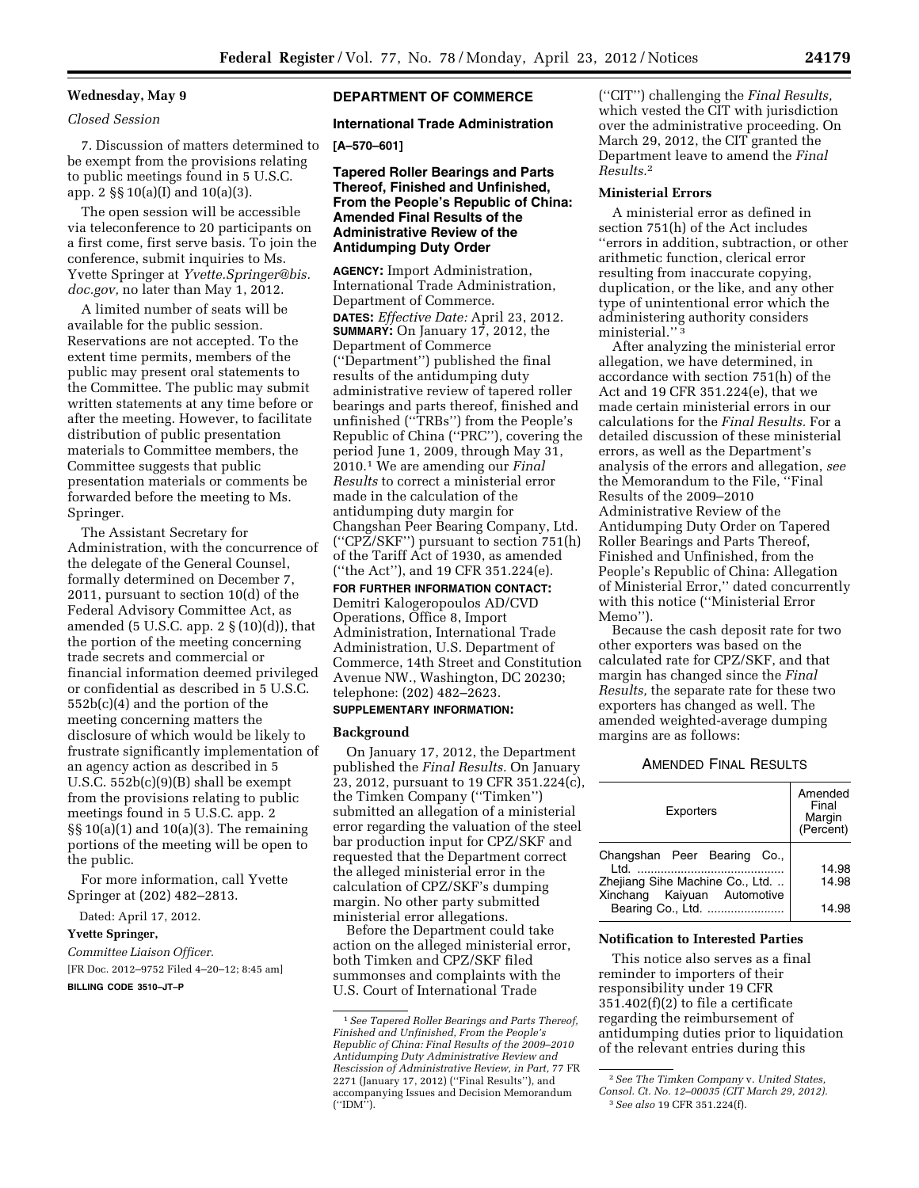**Wednesday, May 9**

*Closed Session*

7. Discussion of matters determined to be exempt from the provisions relating to public meetings found in 5 U.S.C. app. 2 §§ 10(a)(I) and 10(a)(3).

The open session will be accessible via teleconference to 20 participants on a first come, first serve basis. To join the conference, submit inquiries to Ms. Yvette Springer at *Yvette.Springer@bis.doc.gov,* no later than May 1, 2012.

A limited number of seats will be available for the public session. Reservations are not accepted. To the extent time permits, members of the public may present oral statements to the Committee. The public may submit written statements at any time before or after the meeting. However, to facilitate distribution of public presentation materials to Committee members, the Committee suggests that public presentation materials or comments be forwarded before the meeting to Ms. Springer.

The Assistant Secretary for Administration, with the concurrence of the delegate of the General Counsel, formally determined on December 7, 2011, pursuant to section 10(d) of the Federal Advisory Committee Act, as amended (5 U.S.C. app. 2 § (10)(d)), that the portion of the meeting concerning trade secrets and commercial or financial information deemed privileged or confidential as described in 5 U.S.C. 552b(c)(4) and the portion of the meeting concerning matters the disclosure of which would be likely to frustrate significantly implementation of an agency action as described in 5 U.S.C. 552b(c)(9)(B) shall be exempt from the provisions relating to public meetings found in 5 U.S.C. app. 2 §§ 10(a)(1) and 10(a)(3). The remaining portions of the meeting will be open to the public.

For more information, call Yvette Springer at (202) 482–2813.

Dated: April 17, 2012.

**Yvette Springer,**

*Committee Liaison Officer.*

[FR Doc. 2012–9752 Filed 4–20–12; 8:45 am]

**BILLING CODE 3510–JT–P**

## DEPARTMENT OF COMMERCE

### International Trade Administration

**[A–570–601]**

### Tapered Roller Bearings and Parts Thereof, Finished and Unfinished, From the People's Republic of China: Amended Final Results of the Administrative Review of the Antidumping Duty Order

**AGENCY:** Import Administration, International Trade Administration, Department of Commerce.

**DATES:** *Effective Date:* April 23, 2012.

**SUMMARY:** On January 17, 2012, the Department of Commerce (''Department'') published the final results of the antidumping duty administrative review of tapered roller bearings and parts thereof, finished and unfinished (''TRBs'') from the People's Republic of China (''PRC''), covering the period June 1, 2009, through May 31, 2010.[1] We are amending our *Final Results* to correct a ministerial error made in the calculation of the antidumping duty margin for Changshan Peer Bearing Company, Ltd. (''CPZ/SKF'') pursuant to section 751(h) of the Tariff Act of 1930, as amended (''the Act''), and 19 CFR 351.224(e).

**FOR FURTHER INFORMATION CONTACT:** Demitri Kalogeropoulos AD/CVD Operations, Office 8, Import Administration, International Trade Administration, U.S. Department of Commerce, 14th Street and Constitution Avenue NW., Washington, DC 20230; telephone: (202) 482–2623.

**SUPPLEMENTARY INFORMATION:**

**Background**

On January 17, 2012, the Department published the *Final Results.* On January 23, 2012, pursuant to 19 CFR 351.224(c), the Timken Company (''Timken'') submitted an allegation of a ministerial error regarding the valuation of the steel bar production input for CPZ/SKF and requested that the Department correct the alleged ministerial error in the calculation of CPZ/SKF's dumping margin. No other party submitted ministerial error allegations.

Before the Department could take action on the alleged ministerial error, both Timken and CPZ/SKF filed summonses and complaints with the U.S. Court of International Trade (''CIT'') challenging the *Final Results,* which vested the CIT with jurisdiction over the administrative proceeding. On March 29, 2012, the CIT granted the Department leave to amend the *Final Results.*[2]

**Ministerial Errors**

A ministerial error as defined in section 751(h) of the Act includes ''errors in addition, subtraction, or other arithmetic function, clerical error resulting from inaccurate copying, duplication, or the like, and any other type of unintentional error which the administering authority considers ministerial.'' [3]

After analyzing the ministerial error allegation, we have determined, in accordance with section 751(h) of the Act and 19 CFR 351.224(e), that we made certain ministerial errors in our calculations for the *Final Results.* For a detailed discussion of these ministerial errors, as well as the Department's analysis of the errors and allegation, *see* the Memorandum to the File, ''Final Results of the 2009–2010 Administrative Review of the Antidumping Duty Order on Tapered Roller Bearings and Parts Thereof, Finished and Unfinished, from the People's Republic of China: Allegation of Ministerial Error,'' dated concurrently with this notice (''Ministerial Error Memo'').

Because the cash deposit rate for two other exporters was based on the calculated rate for CPZ/SKF, and that margin has changed since the *Final Results,* the separate rate for these two exporters has changed as well. The amended weighted-average dumping margins are as follows:

AMENDED FINAL RESULTS

| Exporters | Amended Final Margin (Percent) |
|---|---|
| Changshan Peer Bearing Co., Ltd. | 14.98 |
| Zhejiang Sihe Machine Co., Ltd. | 14.98 |
| Xinchang Kaiyuan Automotive Bearing Co., Ltd. | 14.98 |

**Notification to Interested Parties**

This notice also serves as a final reminder to importers of their responsibility under 19 CFR 351.402(f)(2) to file a certificate regarding the reimbursement of antidumping duties prior to liquidation of the relevant entries during this

[1] *See Tapered Roller Bearings and Parts Thereof, Finished and Unfinished, From the People's Republic of China: Final Results of the 2009–2010 Antidumping Duty Administrative Review and Rescission of Administrative Review, in Part,* 77 FR 2271 (January 17, 2012) (''Final Results''), and accompanying Issues and Decision Memorandum (''IDM'').

[2] *See The Timken Company* v. *United States, Consol. Ct. No. 12–00035 (CIT March 29, 2012).*

[3] *See also* 19 CFR 351.224(f).